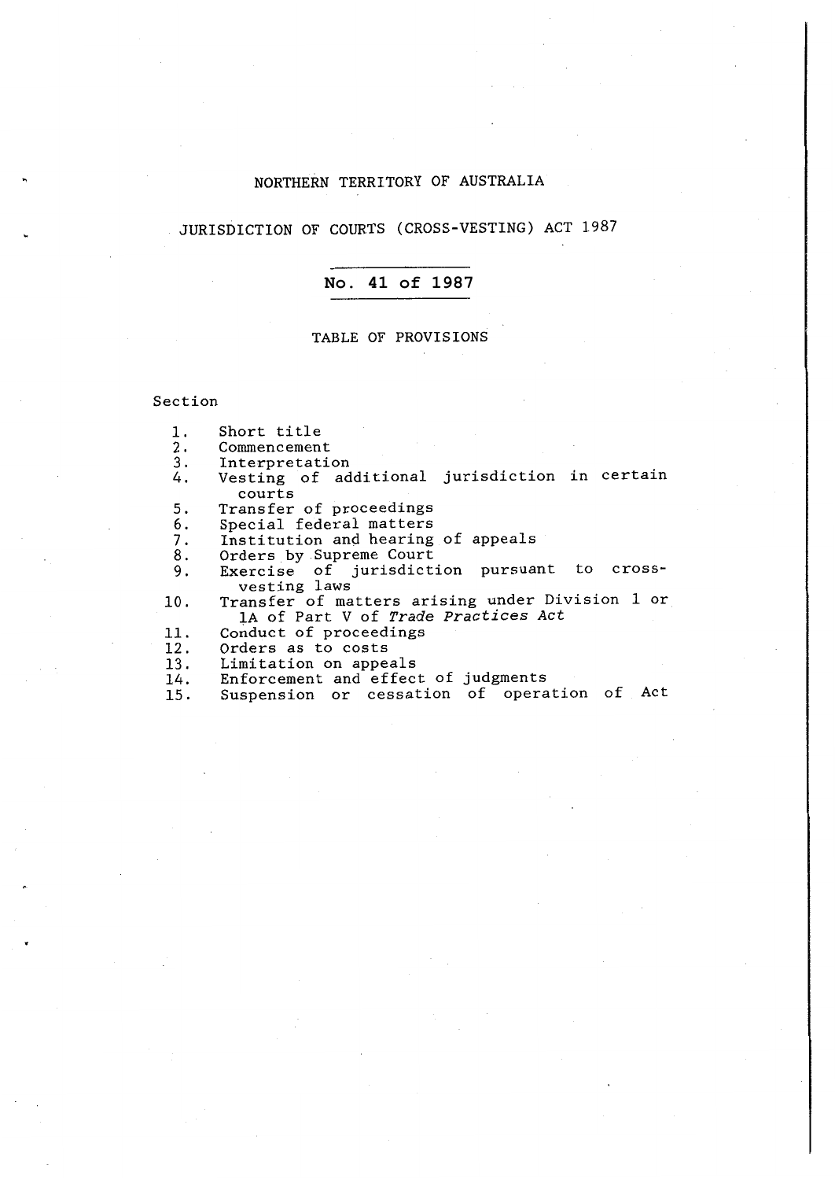NORTHERN TERRITORY OF AUSTRALIA

# JURISDICTION OF COURTS (CROSS-VESTING) ACT 1987

## No. 41 of 1987

TABLE OF PROVISIONS

Section

1. Short title
2. Commencement
3. Interpretation
4. Vesting of additional jurisdiction in certain courts
5. Transfer of proceedings
6. Special federal matters
7. Institution and hearing of appeals
8. Orders by Supreme Court
9. Exercise of jurisdiction pursuant to cross-vesting laws
10. Transfer of matters arising under Division 1 or 1A of Part V of *Trade Practices Act*
11. Conduct of proceedings
12. Orders as to costs
13. Limitation on appeals
14. Enforcement and effect of judgments
15. Suspension or cessation of operation of Act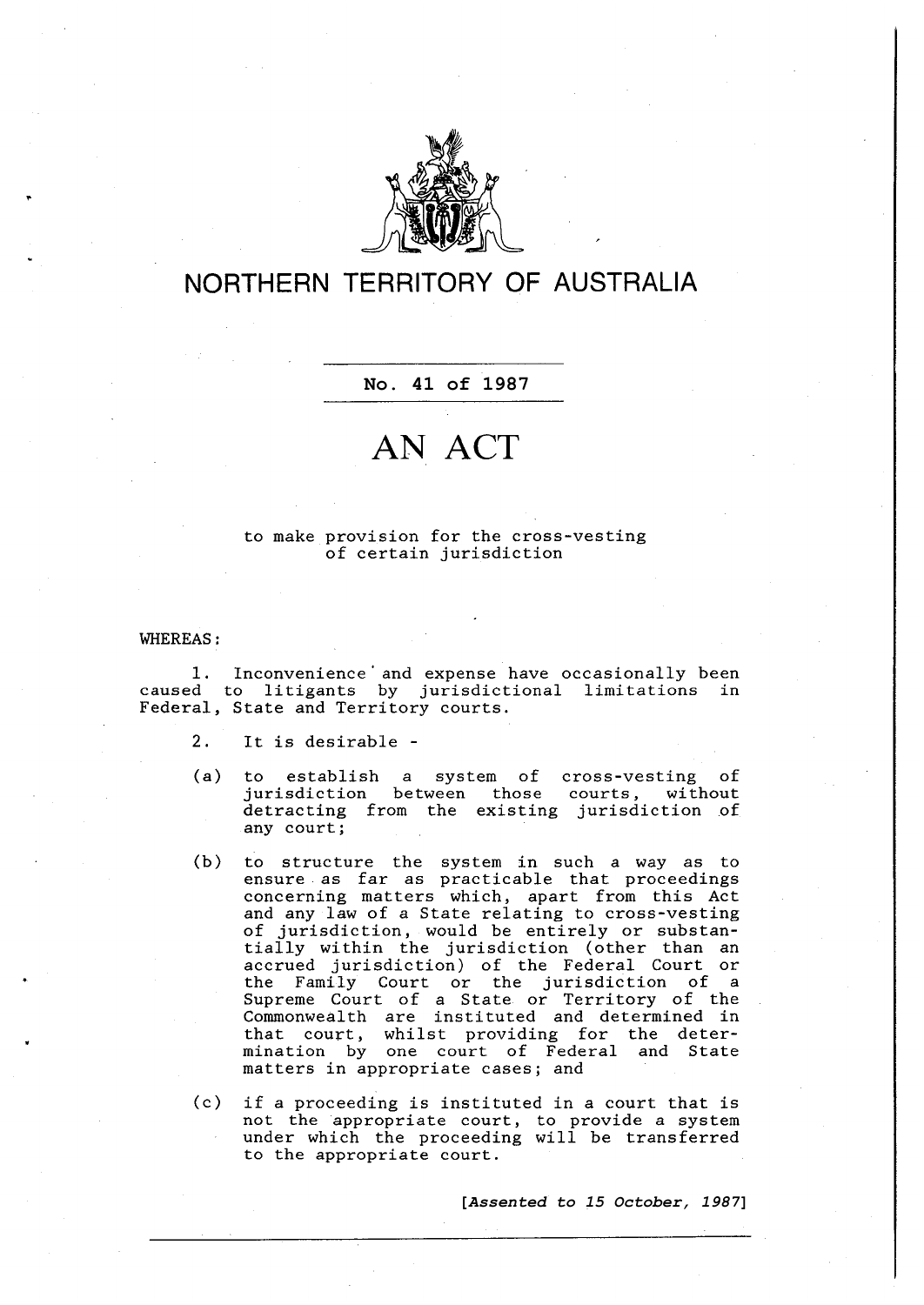# NORTHERN TERRITORY OF AUSTRALIA

No. 41 of 1987

# AN ACT

to make provision for the cross-vesting of certain jurisdiction

WHEREAS:

1. Inconvenience and expense have occasionally been caused to litigants by jurisdictional limitations in Federal, State and Territory courts.

2. It is desirable -

(a) to establish a system of cross-vesting of jurisdiction between those courts, without detracting from the existing jurisdiction of any court;

(b) to structure the system in such a way as to ensure as far as practicable that proceedings concerning matters which, apart from this Act and any law of a State relating to cross-vesting of jurisdiction, would be entirely or substantially within the jurisdiction (other than an accrued jurisdiction) of the Federal Court or the Family Court or the jurisdiction of a Supreme Court of a State or Territory of the Commonwealth are instituted and determined in that court, whilst providing for the determination by one court of Federal and State matters in appropriate cases; and

(c) if a proceeding is instituted in a court that is not the appropriate court, to provide a system under which the proceeding will be transferred to the appropriate court.

*[Assented to 15 October, 1987]*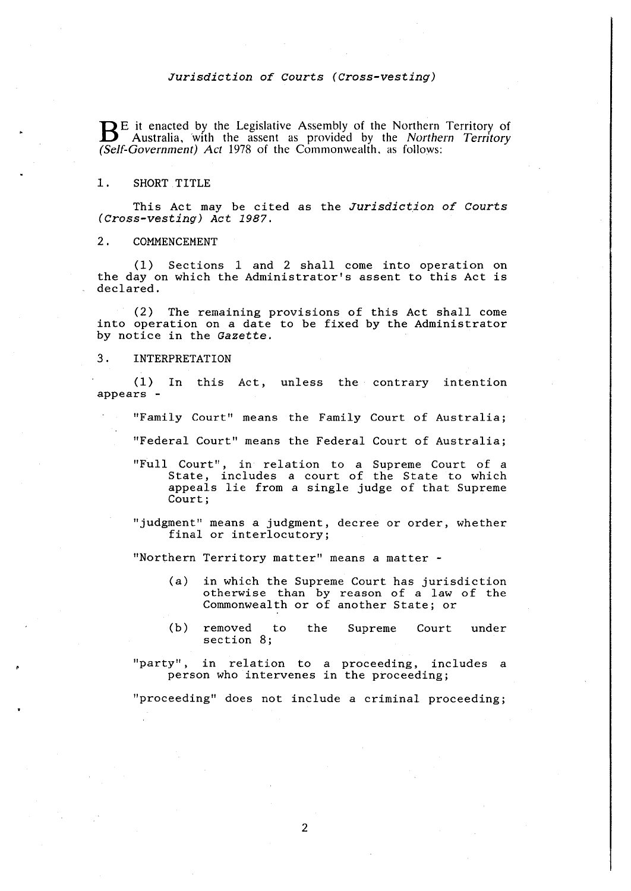*Jurisdiction of Courts (Cross-vesting)*

BE it enacted by the Legislative Assembly of the Northern Territory of Australia, with the assent as provided by the *Northern Territory (Self-Government) Act* 1978 of the Commonwealth, as follows:

## 1. SHORT TITLE

This Act may be cited as the *Jurisdiction of Courts (Cross-vesting) Act 1987*.

## 2. COMMENCEMENT

(1) Sections 1 and 2 shall come into operation on the day on which the Administrator's assent to this Act is declared.

(2) The remaining provisions of this Act shall come into operation on a date to be fixed by the Administrator by notice in the *Gazette*.

## 3. INTERPRETATION

(1) In this Act, unless the contrary intention appears -

"Family Court" means the Family Court of Australia;

"Federal Court" means the Federal Court of Australia;

"Full Court", in relation to a Supreme Court of a State, includes a court of the State to which appeals lie from a single judge of that Supreme Court;

"judgment" means a judgment, decree or order, whether final or interlocutory;

"Northern Territory matter" means a matter -

- (a) in which the Supreme Court has jurisdiction otherwise than by reason of a law of the Commonwealth or of another State; or
- (b) removed to the Supreme Court under section 8;

"party", in relation to a proceeding, includes a person who intervenes in the proceeding;

"proceeding" does not include a criminal proceeding;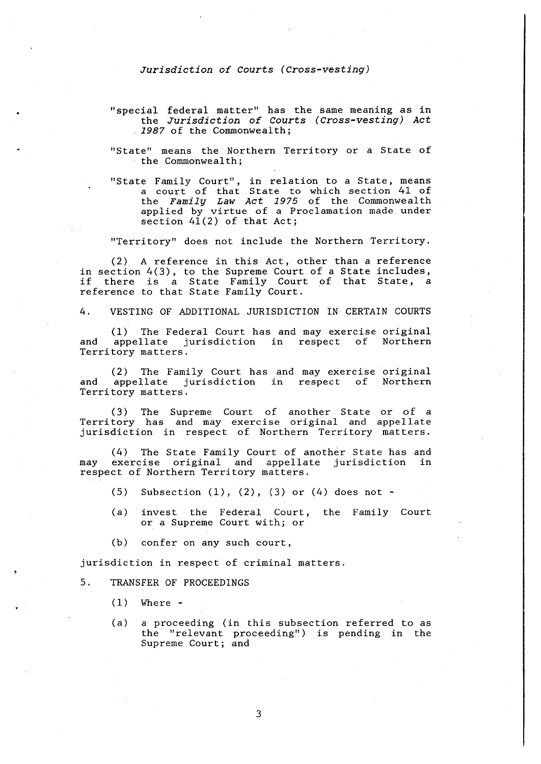"special federal matter" has the same meaning as in the *Jurisdiction of Courts (Cross-vesting) Act 1987* of the Commonwealth;

"State" means the Northern Territory or a State of the Commonwealth;

"State Family Court", in relation to a State, means a court of that State to which section 41 of the *Family Law Act 1975* of the Commonwealth applied by virtue of a Proclamation made under section 41(2) of that Act;

"Territory" does not include the Northern Territory.

(2) A reference in this Act, other than a reference in section 4(3), to the Supreme Court of a State includes, if there is a State Family Court of that State, a reference to that State Family Court.

## 4. VESTING OF ADDITIONAL JURISDICTION IN CERTAIN COURTS

(1) The Federal Court has and may exercise original and appellate jurisdiction in respect of Northern Territory matters.

(2) The Family Court has and may exercise original and appellate jurisdiction in respect of Northern Territory matters.

(3) The Supreme Court of another State or of a Territory has and may exercise original and appellate jurisdiction in respect of Northern Territory matters.

(4) The State Family Court of another State has and may exercise original and appellate jurisdiction in respect of Northern Territory matters.

(5) Subsection (1), (2), (3) or (4) does not -

(a) invest the Federal Court, the Family Court or a Supreme Court with; or

(b) confer on any such court,

jurisdiction in respect of criminal matters.

## 5. TRANSFER OF PROCEEDINGS

(1) Where -

(a) a proceeding (in this subsection referred to as the "relevant proceeding") is pending in the Supreme Court; and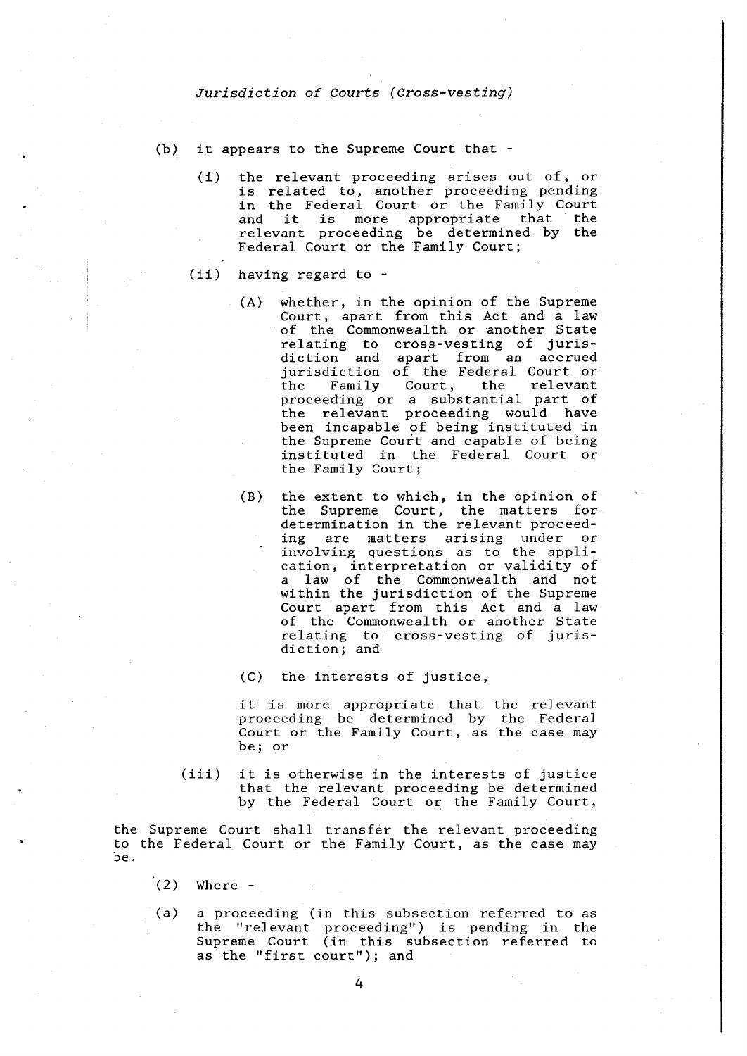(b) it appears to the Supreme Court that -

  (i) the relevant proceeding arises out of, or is related to, another proceeding pending in the Federal Court or the Family Court and it is more appropriate that the relevant proceeding be determined by the Federal Court or the Family Court;

  (ii) having regard to -

    (A) whether, in the opinion of the Supreme Court, apart from this Act and a law of the Commonwealth or another State relating to cross-vesting of jurisdiction and apart from an accrued jurisdiction of the Federal Court or the Family Court, the relevant proceeding or a substantial part of the relevant proceeding would have been incapable of being instituted in the Supreme Court and capable of being instituted in the Federal Court or the Family Court;

    (B) the extent to which, in the opinion of the Supreme Court, the matters for determination in the relevant proceeding are matters arising under or involving questions as to the application, interpretation or validity of a law of the Commonwealth and not within the jurisdiction of the Supreme Court apart from this Act and a law of the Commonwealth or another State relating to cross-vesting of jurisdiction; and

    (C) the interests of justice,

  it is more appropriate that the relevant proceeding be determined by the Federal Court or the Family Court, as the case may be; or

  (iii) it is otherwise in the interests of justice that the relevant proceeding be determined by the Federal Court or the Family Court,

the Supreme Court shall transfer the relevant proceeding to the Federal Court or the Family Court, as the case may be.

(2) Where -

(a) a proceeding (in this subsection referred to as the "relevant proceeding") is pending in the Supreme Court (in this subsection referred to as the "first court"); and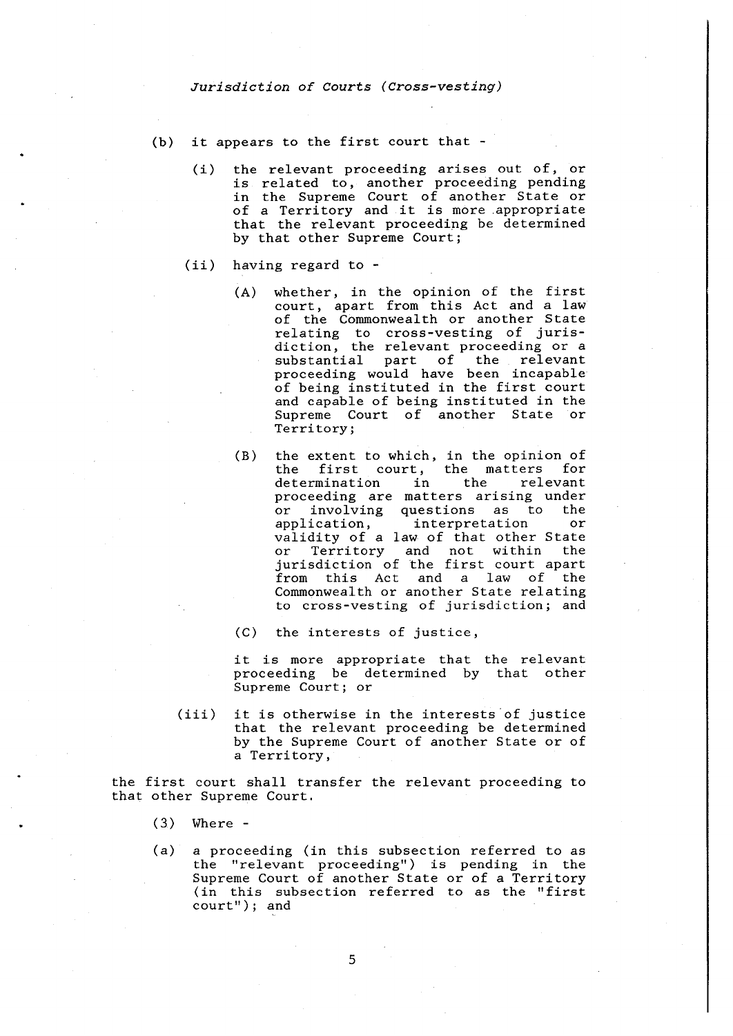(b) it appears to the first court that -

   (i) the relevant proceeding arises out of, or is related to, another proceeding pending in the Supreme Court of another State or of a Territory and it is more appropriate that the relevant proceeding be determined by that other Supreme Court;

   (ii) having regard to -

      (A) whether, in the opinion of the first court, apart from this Act and a law of the Commonwealth or another State relating to cross-vesting of jurisdiction, the relevant proceeding or a substantial part of the relevant proceeding would have been incapable of being instituted in the first court and capable of being instituted in the Supreme Court of another State or Territory;

      (B) the extent to which, in the opinion of the first court, the matters for determination in the relevant proceeding are matters arising under or involving questions as to the application, interpretation or validity of a law of that other State or Territory and not within the jurisdiction of the first court apart from this Act and a law of the Commonwealth or another State relating to cross-vesting of jurisdiction; and

      (C) the interests of justice,

   it is more appropriate that the relevant proceeding be determined by that other Supreme Court; or

   (iii) it is otherwise in the interests of justice that the relevant proceeding be determined by the Supreme Court of another State or of a Territory,

the first court shall transfer the relevant proceeding to that other Supreme Court.

(3) Where -

(a) a proceeding (in this subsection referred to as the "relevant proceeding") is pending in the Supreme Court of another State or of a Territory (in this subsection referred to as the "first court"); and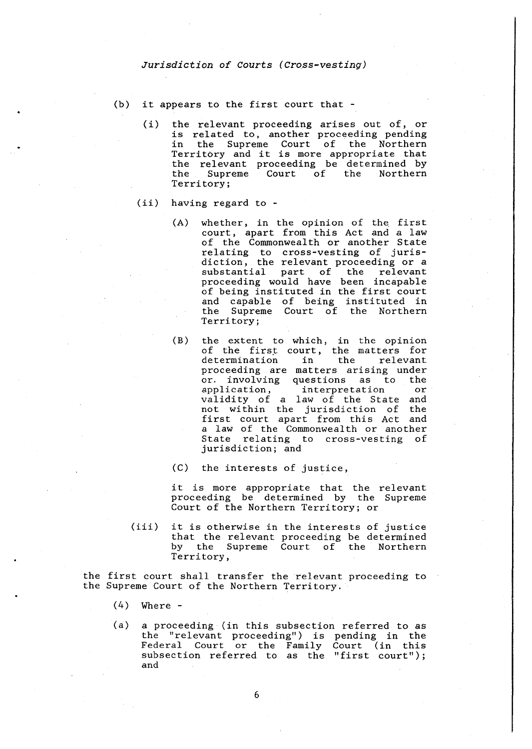(b) it appears to the first court that -

  (i) the relevant proceeding arises out of, or is related to, another proceeding pending in the Supreme Court of the Northern Territory and it is more appropriate that the relevant proceeding be determined by the Supreme Court of the Northern Territory;

  (ii) having regard to -

    (A) whether, in the opinion of the first court, apart from this Act and a law of the Commonwealth or another State relating to cross-vesting of jurisdiction, the relevant proceeding or a substantial part of the relevant proceeding would have been incapable of being instituted in the first court and capable of being instituted in the Supreme Court of the Northern Territory;

    (B) the extent to which, in the opinion of the first court, the matters for determination in the relevant proceeding are matters arising under or involving questions as to the application, interpretation or validity of a law of the State and not within the jurisdiction of the first court apart from this Act and a law of the Commonwealth or another State relating to cross-vesting of jurisdiction; and

    (C) the interests of justice,

  it is more appropriate that the relevant proceeding be determined by the Supreme Court of the Northern Territory; or

  (iii) it is otherwise in the interests of justice that the relevant proceeding be determined by the Supreme Court of the Northern Territory,

the first court shall transfer the relevant proceeding to the Supreme Court of the Northern Territory.

(4) Where -

(a) a proceeding (in this subsection referred to as the "relevant proceeding") is pending in the Federal Court or the Family Court (in this subsection referred to as the "first court"); and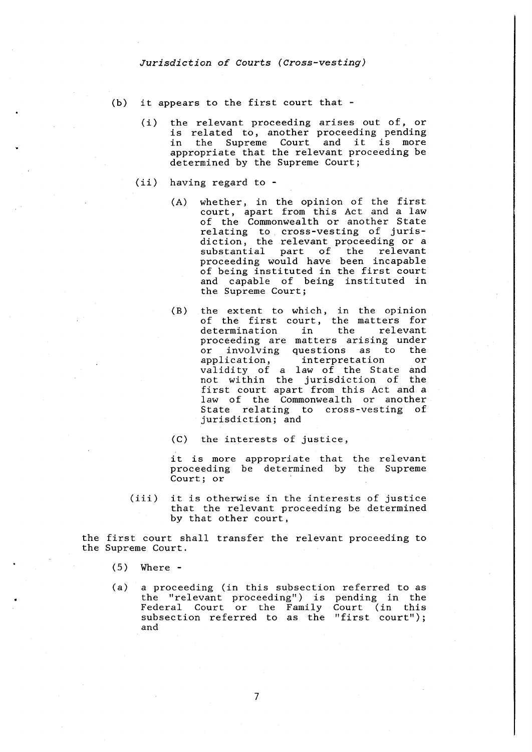(b) it appears to the first court that -

(i) the relevant proceeding arises out of, or is related to, another proceeding pending in the Supreme Court and it is more appropriate that the relevant proceeding be determined by the Supreme Court;

(ii) having regard to -

(A) whether, in the opinion of the first court, apart from this Act and a law of the Commonwealth or another State relating to cross-vesting of jurisdiction, the relevant proceeding or a substantial part of the relevant proceeding would have been incapable of being instituted in the first court and capable of being instituted in the Supreme Court;

(B) the extent to which, in the opinion of the first court, the matters for determination in the relevant proceeding are matters arising under or involving questions as to the application, interpretation or validity of a law of the State and not within the jurisdiction of the first court apart from this Act and a law of the Commonwealth or another State relating to cross-vesting of jurisdiction; and

(C) the interests of justice,

it is more appropriate that the relevant proceeding be determined by the Supreme Court; or

(iii) it is otherwise in the interests of justice that the relevant proceeding be determined by that other court,

the first court shall transfer the relevant proceeding to the Supreme Court.

(5) Where -

(a) a proceeding (in this subsection referred to as the "relevant proceeding") is pending in the Federal Court or the Family Court (in this subsection referred to as the "first court"); and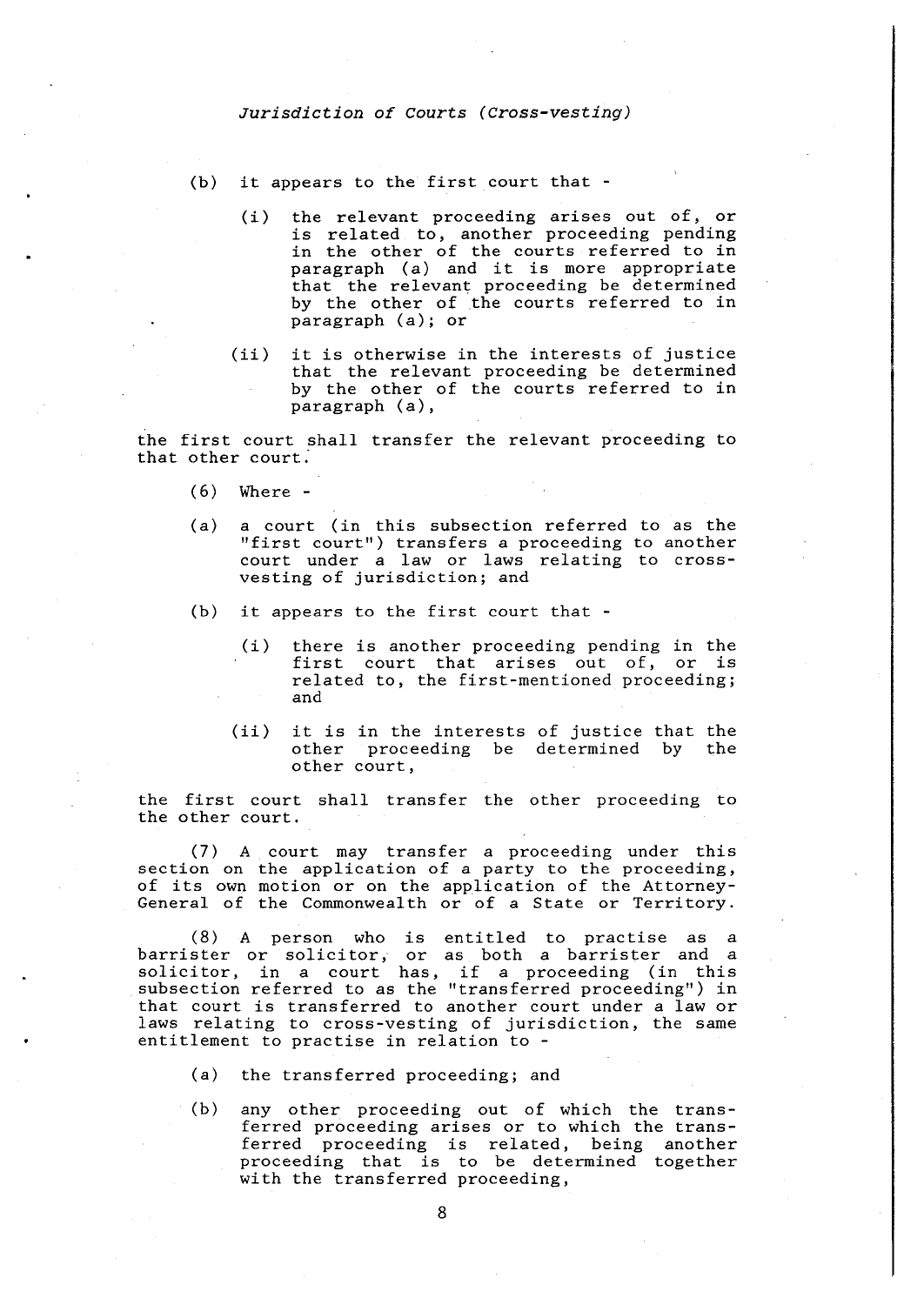(b) it appears to the first court that -

(i) the relevant proceeding arises out of, or is related to, another proceeding pending in the other of the courts referred to in paragraph (a) and it is more appropriate that the relevant proceeding be determined by the other of the courts referred to in paragraph (a); or

(ii) it is otherwise in the interests of justice that the relevant proceeding be determined by the other of the courts referred to in paragraph (a),

the first court shall transfer the relevant proceeding to that other court.

(6) Where -

(a) a court (in this subsection referred to as the "first court") transfers a proceeding to another court under a law or laws relating to cross-vesting of jurisdiction; and

(b) it appears to the first court that -

(i) there is another proceeding pending in the first court that arises out of, or is related to, the first-mentioned proceeding; and

(ii) it is in the interests of justice that the other proceeding be determined by the other court,

the first court shall transfer the other proceeding to the other court.

(7) A court may transfer a proceeding under this section on the application of a party to the proceeding, of its own motion or on the application of the Attorney-General of the Commonwealth or of a State or Territory.

(8) A person who is entitled to practise as a barrister or solicitor, or as both a barrister and a solicitor, in a court has, if a proceeding (in this subsection referred to as the "transferred proceeding") in that court is transferred to another court under a law or laws relating to cross-vesting of jurisdiction, the same entitlement to practise in relation to -

(a) the transferred proceeding; and

(b) any other proceeding out of which the transferred proceeding arises or to which the transferred proceeding is related, being another proceeding that is to be determined together with the transferred proceeding,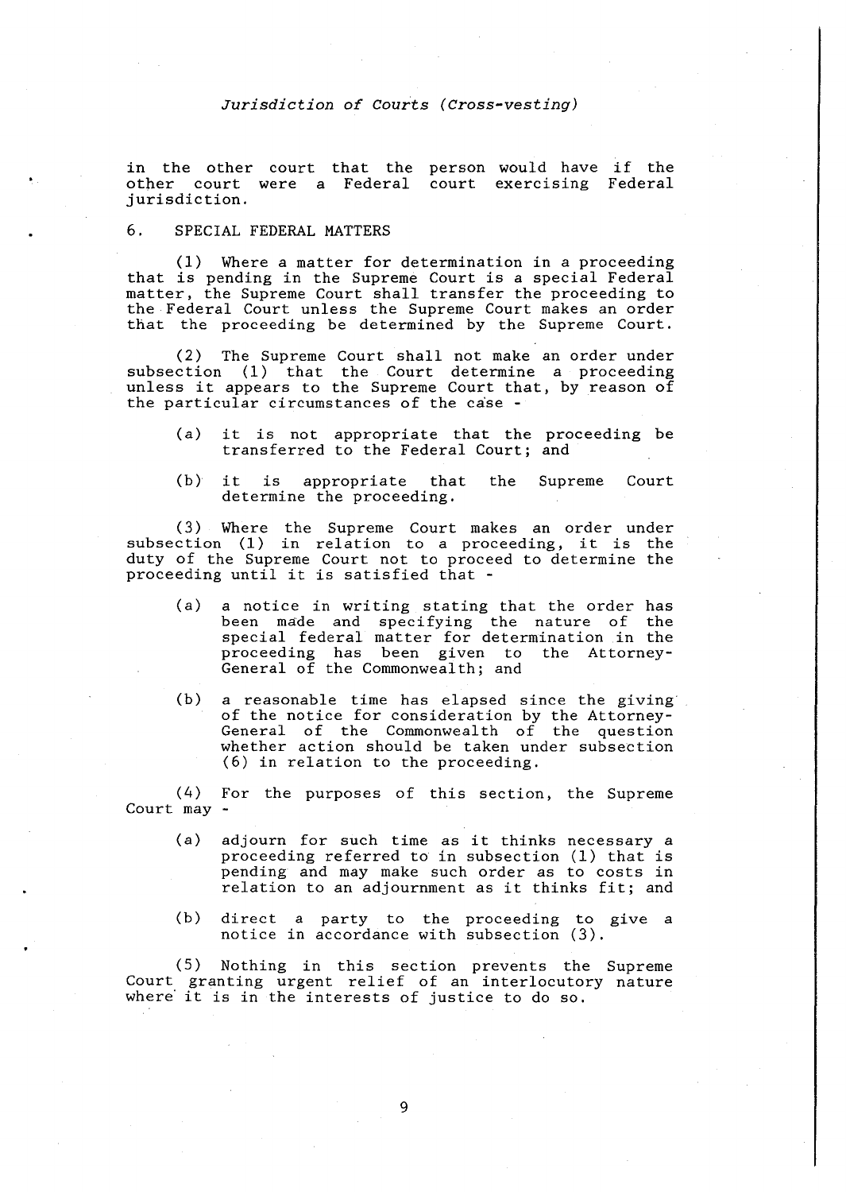in the other court that the person would have if the other court were a Federal court exercising Federal jurisdiction.

## 6. SPECIAL FEDERAL MATTERS

(1) Where a matter for determination in a proceeding that is pending in the Supreme Court is a special Federal matter, the Supreme Court shall transfer the proceeding to the Federal Court unless the Supreme Court makes an order that the proceeding be determined by the Supreme Court.

(2) The Supreme Court shall not make an order under subsection (1) that the Court determine a proceeding unless it appears to the Supreme Court that, by reason of the particular circumstances of the case -

(a) it is not appropriate that the proceeding be transferred to the Federal Court; and

(b) it is appropriate that the Supreme Court determine the proceeding.

(3) Where the Supreme Court makes an order under subsection (1) in relation to a proceeding, it is the duty of the Supreme Court not to proceed to determine the proceeding until it is satisfied that -

(a) a notice in writing stating that the order has been made and specifying the nature of the special federal matter for determination in the proceeding has been given to the Attorney-General of the Commonwealth; and

(b) a reasonable time has elapsed since the giving of the notice for consideration by the Attorney-General of the Commonwealth of the question whether action should be taken under subsection (6) in relation to the proceeding.

(4) For the purposes of this section, the Supreme Court may -

(a) adjourn for such time as it thinks necessary a proceeding referred to in subsection (1) that is pending and may make such order as to costs in relation to an adjournment as it thinks fit; and

(b) direct a party to the proceeding to give a notice in accordance with subsection (3).

(5) Nothing in this section prevents the Supreme Court granting urgent relief of an interlocutory nature where it is in the interests of justice to do so.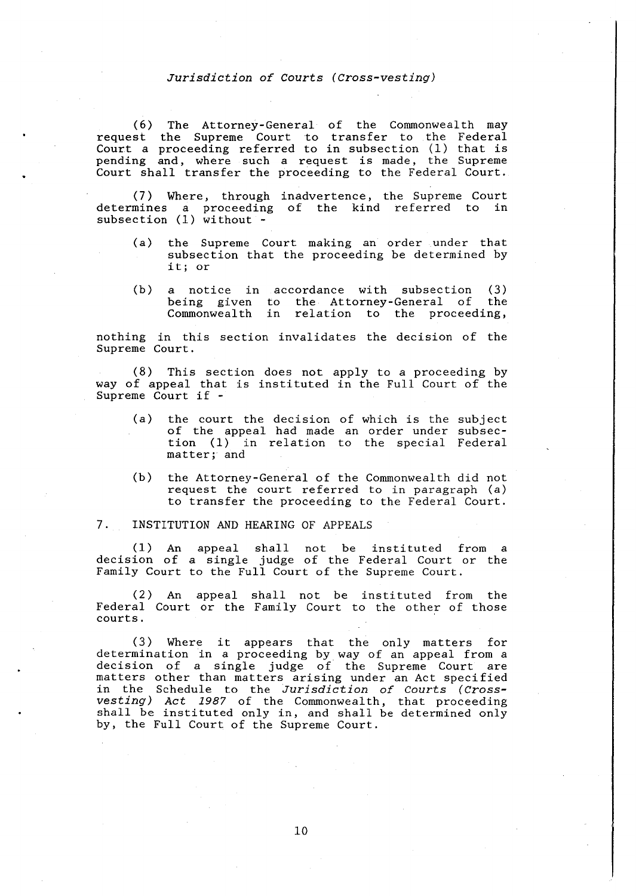(6) The Attorney-General of the Commonwealth may request the Supreme Court to transfer to the Federal Court a proceeding referred to in subsection (1) that is pending and, where such a request is made, the Supreme Court shall transfer the proceeding to the Federal Court.

(7) Where, through inadvertence, the Supreme Court determines a proceeding of the kind referred to in subsection (1) without -

(a) the Supreme Court making an order under that subsection that the proceeding be determined by it; or

(b) a notice in accordance with subsection (3) being given to the Attorney-General of the Commonwealth in relation to the proceeding,

nothing in this section invalidates the decision of the Supreme Court.

(8) This section does not apply to a proceeding by way of appeal that is instituted in the Full Court of the Supreme Court if -

(a) the court the decision of which is the subject of the appeal had made an order under subsection (1) in relation to the special Federal matter; and

(b) the Attorney-General of the Commonwealth did not request the court referred to in paragraph (a) to transfer the proceeding to the Federal Court.

7. INSTITUTION AND HEARING OF APPEALS

(1) An appeal shall not be instituted from a decision of a single judge of the Federal Court or the Family Court to the Full Court of the Supreme Court.

(2) An appeal shall not be instituted from the Federal Court or the Family Court to the other of those courts.

(3) Where it appears that the only matters for determination in a proceeding by way of an appeal from a decision of a single judge of the Supreme Court are matters other than matters arising under an Act specified in the Schedule to the *Jurisdiction of Courts (Cross-vesting) Act 1987* of the Commonwealth, that proceeding shall be instituted only in, and shall be determined only by, the Full Court of the Supreme Court.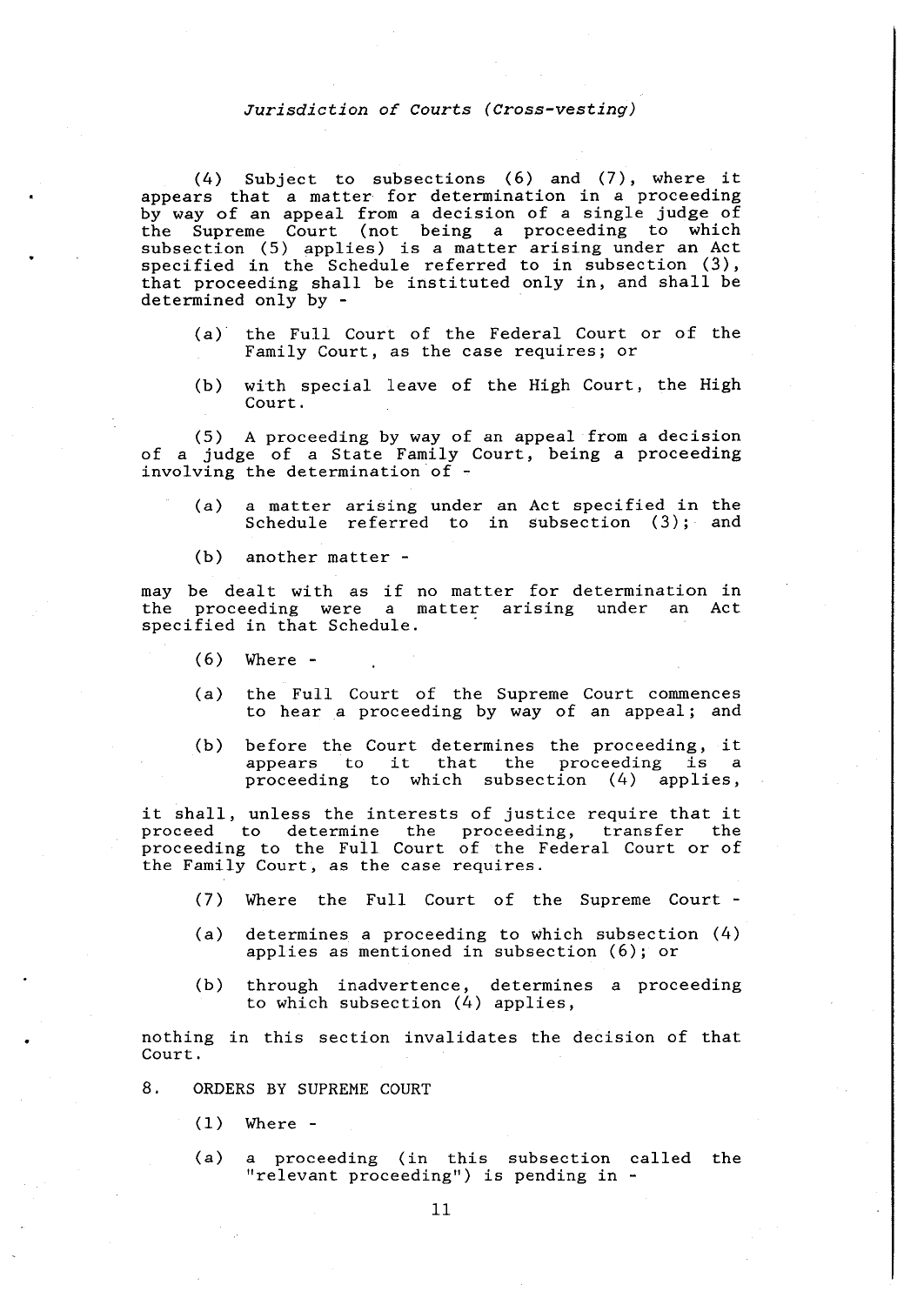(4) Subject to subsections (6) and (7), where it appears that a matter for determination in a proceeding by way of an appeal from a decision of a single judge of the Supreme Court (not being a proceeding to which subsection (5) applies) is a matter arising under an Act specified in the Schedule referred to in subsection (3), that proceeding shall be instituted only in, and shall be determined only by -

(a) the Full Court of the Federal Court or of the Family Court, as the case requires; or

(b) with special leave of the High Court, the High Court.

(5) A proceeding by way of an appeal from a decision of a judge of a State Family Court, being a proceeding involving the determination of -

(a) a matter arising under an Act specified in the Schedule referred to in subsection (3); and

(b) another matter -

may be dealt with as if no matter for determination in the proceeding were a matter arising under an Act specified in that Schedule.

(6) Where -

(a) the Full Court of the Supreme Court commences to hear a proceeding by way of an appeal; and

(b) before the Court determines the proceeding, it appears to it that the proceeding is a proceeding to which subsection (4) applies,

it shall, unless the interests of justice require that it proceed to determine the proceeding, transfer the proceeding to the Full Court of the Federal Court or of the Family Court, as the case requires.

(7) Where the Full Court of the Supreme Court -

(a) determines a proceeding to which subsection (4) applies as mentioned in subsection (6); or

(b) through inadvertence, determines a proceeding to which subsection (4) applies,

nothing in this section invalidates the decision of that Court.

8. ORDERS BY SUPREME COURT

(1) Where -

(a) a proceeding (in this subsection called the "relevant proceeding") is pending in -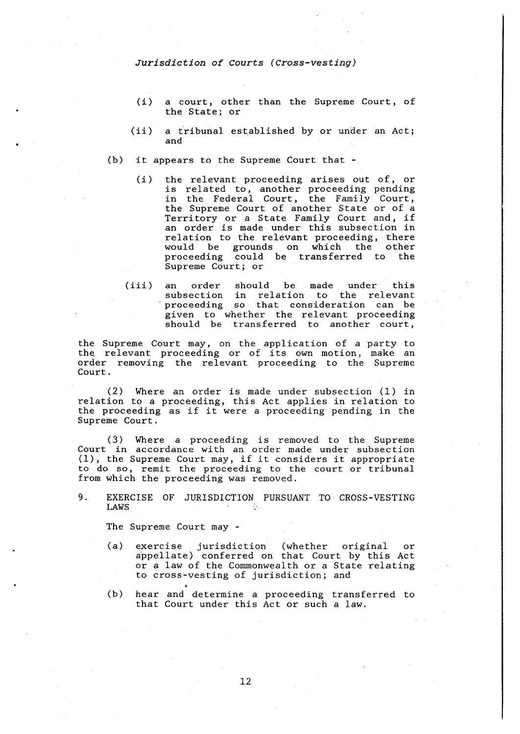(i) a court, other than the Supreme Court, of the State; or

(ii) a tribunal established by or under an Act; and

(b) it appears to the Supreme Court that -

(i) the relevant proceeding arises out of, or is related to, another proceeding pending in the Federal Court, the Family Court, the Supreme Court of another State or of a Territory or a State Family Court and, if an order is made under this subsection in relation to the relevant proceeding, there would be grounds on which the other proceeding could be transferred to the Supreme Court; or

(iii) an order should be made under this subsection in relation to the relevant proceeding so that consideration can be given to whether the relevant proceeding should be transferred to another court,

the Supreme Court may, on the application of a party to the relevant proceeding or of its own motion, make an order removing the relevant proceeding to the Supreme Court.

(2) Where an order is made under subsection (1) in relation to a proceeding, this Act applies in relation to the proceeding as if it were a proceeding pending in the Supreme Court.

(3) Where a proceeding is removed to the Supreme Court in accordance with an order made under subsection (1), the Supreme Court may, if it considers it appropriate to do so, remit the proceeding to the court or tribunal from which the proceeding was removed.

## 9. EXERCISE OF JURISDICTION PURSUANT TO CROSS-VESTING LAWS

The Supreme Court may -

(a) exercise jurisdiction (whether original or appellate) conferred on that Court by this Act or a law of the Commonwealth or a State relating to cross-vesting of jurisdiction; and

(b) hear and determine a proceeding transferred to that Court under this Act or such a law.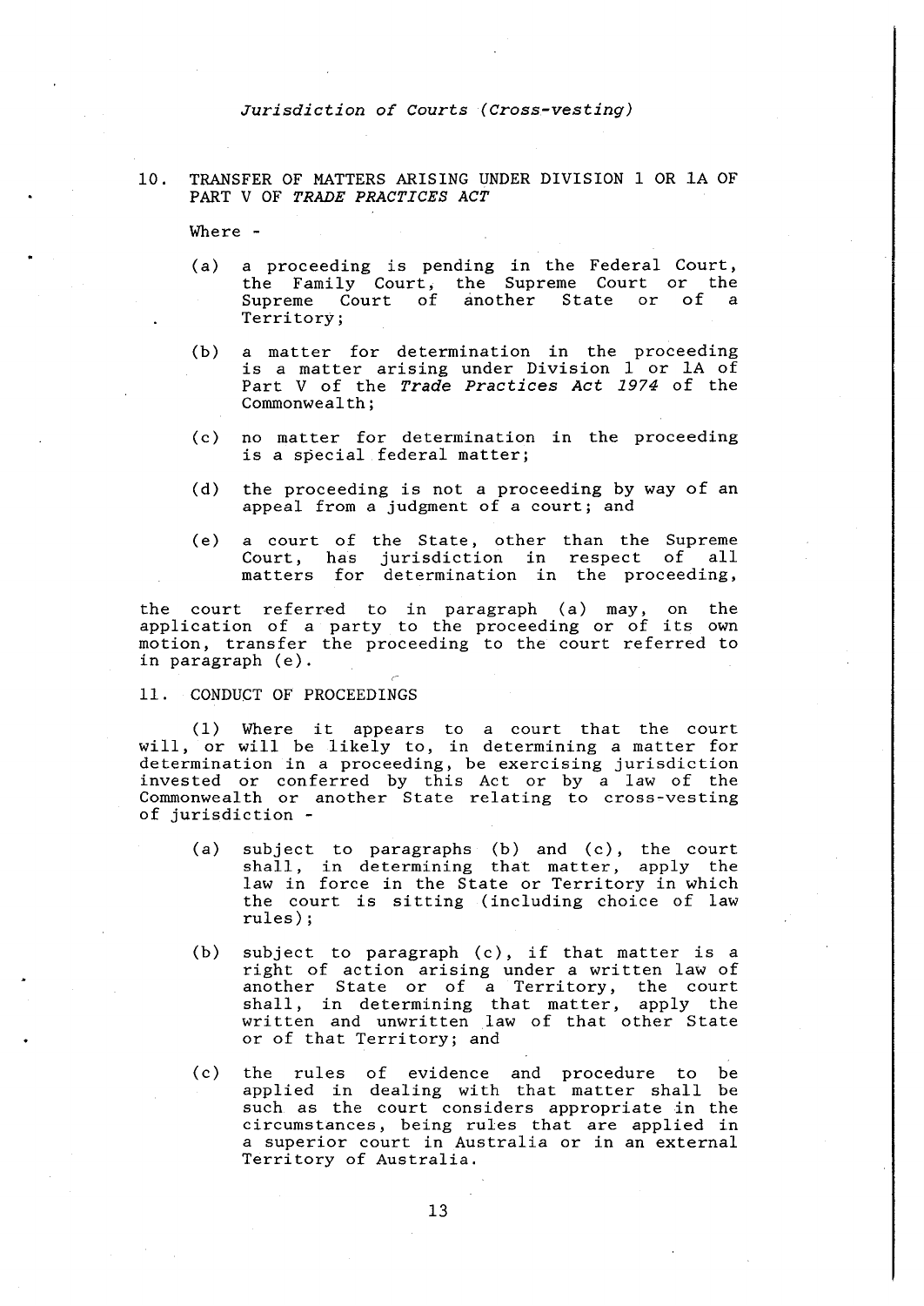## 10. TRANSFER OF MATTERS ARISING UNDER DIVISION 1 OR 1A OF PART V OF *TRADE PRACTICES ACT*

Where -

(a) a proceeding is pending in the Federal Court, the Family Court, the Supreme Court or the Supreme Court of another State or of a Territory;

(b) a matter for determination in the proceeding is a matter arising under Division 1 or 1A of Part V of the *Trade Practices Act 1974* of the Commonwealth;

(c) no matter for determination in the proceeding is a special federal matter;

(d) the proceeding is not a proceeding by way of an appeal from a judgment of a court; and

(e) a court of the State, other than the Supreme Court, has jurisdiction in respect of all matters for determination in the proceeding,

the court referred to in paragraph (a) may, on the application of a party to the proceeding or of its own motion, transfer the proceeding to the court referred to in paragraph (e).

## 11. CONDUCT OF PROCEEDINGS

(1) Where it appears to a court that the court will, or will be likely to, in determining a matter for determination in a proceeding, be exercising jurisdiction invested or conferred by this Act or by a law of the Commonwealth or another State relating to cross-vesting of jurisdiction -

(a) subject to paragraphs (b) and (c), the court shall, in determining that matter, apply the law in force in the State or Territory in which the court is sitting (including choice of law rules);

(b) subject to paragraph (c), if that matter is a right of action arising under a written law of another State or of a Territory, the court shall, in determining that matter, apply the written and unwritten law of that other State or of that Territory; and

(c) the rules of evidence and procedure to be applied in dealing with that matter shall be such as the court considers appropriate in the circumstances, being rules that are applied in a superior court in Australia or in an external Territory of Australia.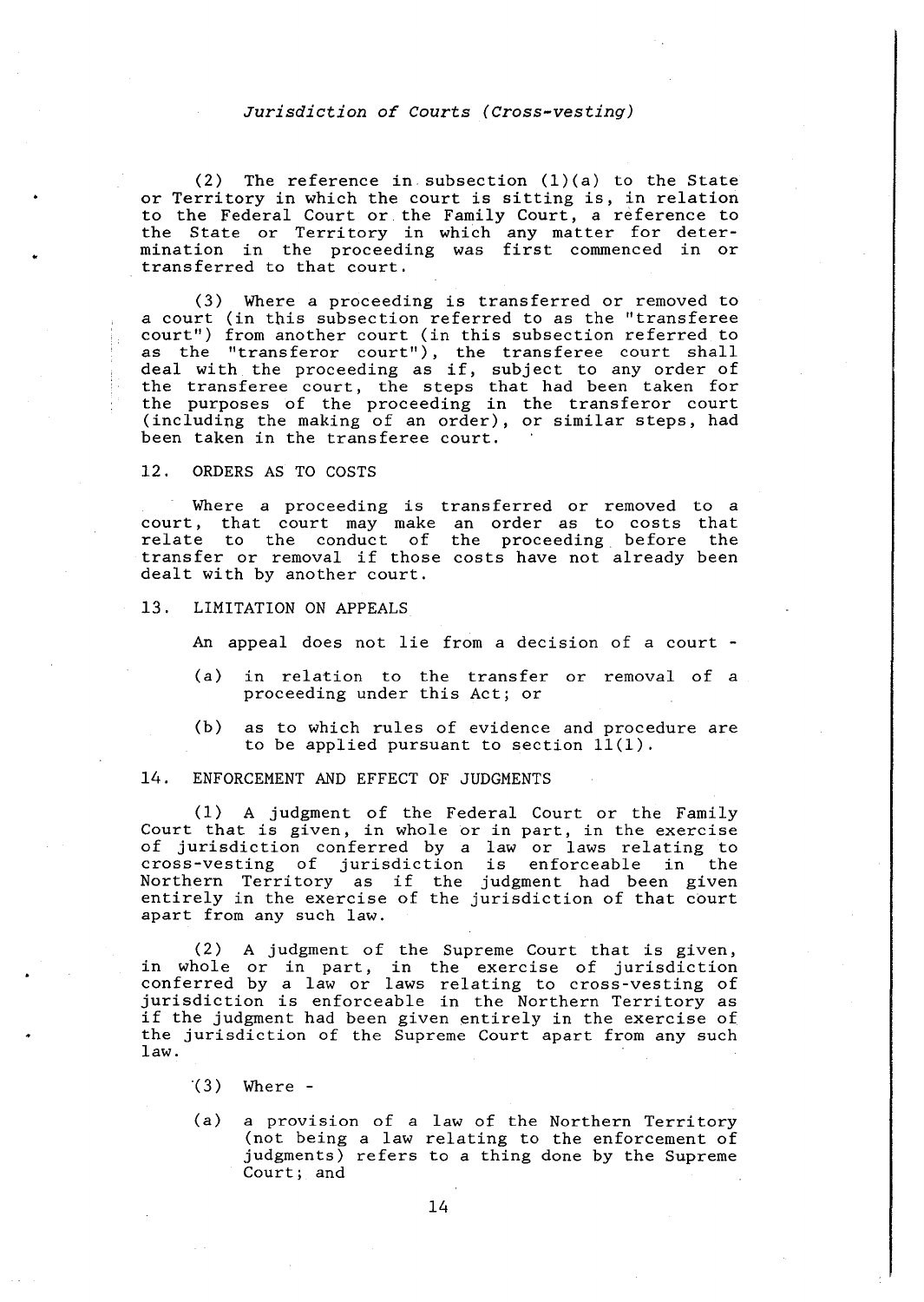(2) The reference in subsection (1)(a) to the State or Territory in which the court is sitting is, in relation to the Federal Court or the Family Court, a reference to the State or Territory in which any matter for determination in the proceeding was first commenced in or transferred to that court.

(3) Where a proceeding is transferred or removed to a court (in this subsection referred to as the "transferee court") from another court (in this subsection referred to as the "transferor court"), the transferee court shall deal with the proceeding as if, subject to any order of the transferee court, the steps that had been taken for the purposes of the proceeding in the transferor court (including the making of an order), or similar steps, had been taken in the transferee court.

## 12. ORDERS AS TO COSTS

Where a proceeding is transferred or removed to a court, that court may make an order as to costs that relate to the conduct of the proceeding before the transfer or removal if those costs have not already been dealt with by another court.

## 13. LIMITATION ON APPEALS

An appeal does not lie from a decision of a court -

(a) in relation to the transfer or removal of a proceeding under this Act; or

(b) as to which rules of evidence and procedure are to be applied pursuant to section 11(1).

## 14. ENFORCEMENT AND EFFECT OF JUDGMENTS

(1) A judgment of the Federal Court or the Family Court that is given, in whole or in part, in the exercise of jurisdiction conferred by a law or laws relating to cross-vesting of jurisdiction is enforceable in the Northern Territory as if the judgment had been given entirely in the exercise of the jurisdiction of that court apart from any such law.

(2) A judgment of the Supreme Court that is given, in whole or in part, in the exercise of jurisdiction conferred by a law or laws relating to cross-vesting of jurisdiction is enforceable in the Northern Territory as if the judgment had been given entirely in the exercise of the jurisdiction of the Supreme Court apart from any such law.

(3) Where -

(a) a provision of a law of the Northern Territory (not being a law relating to the enforcement of judgments) refers to a thing done by the Supreme Court; and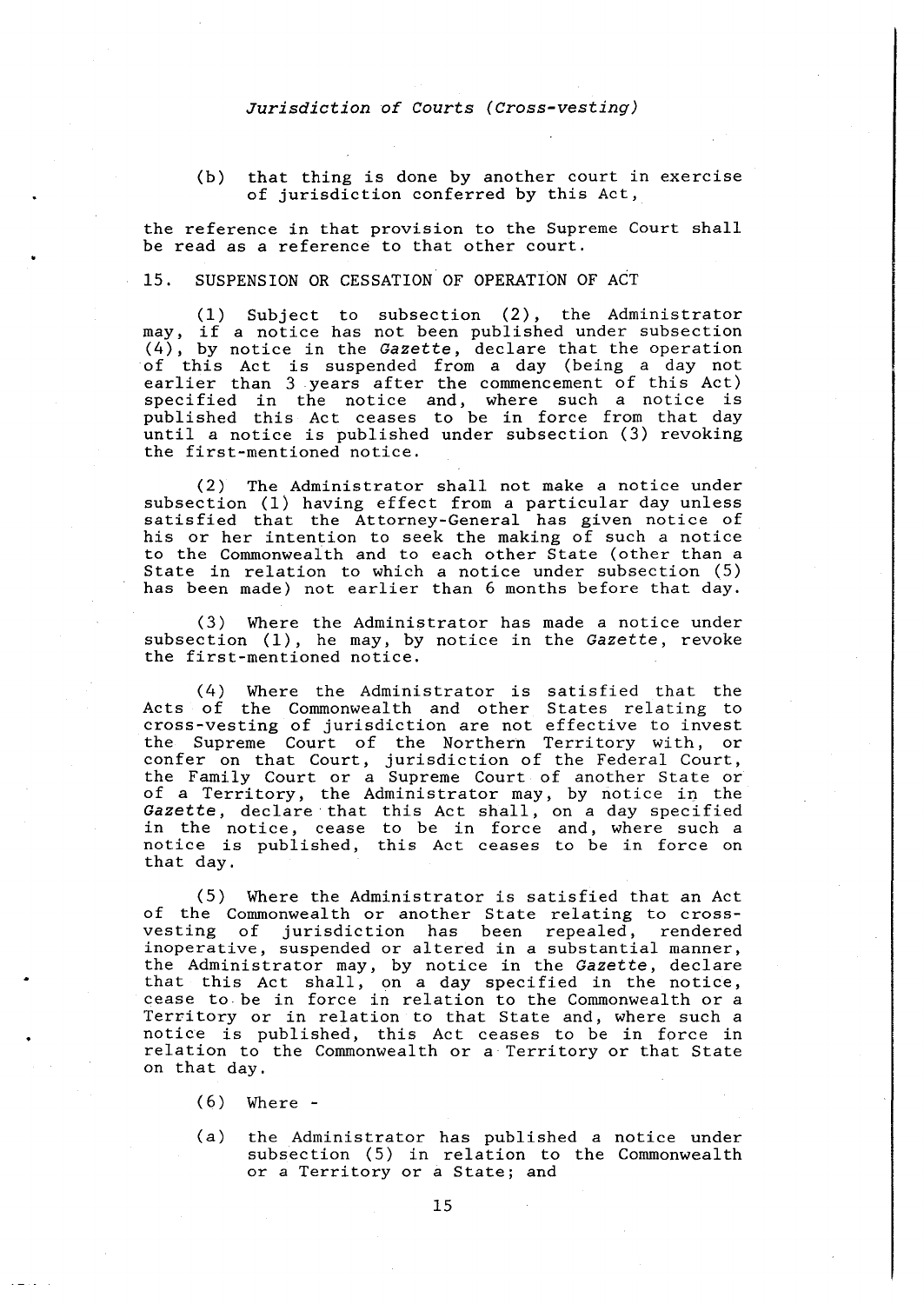(b) that thing is done by another court in exercise of jurisdiction conferred by this Act,

the reference in that provision to the Supreme Court shall be read as a reference to that other court.

15. SUSPENSION OR CESSATION OF OPERATION OF ACT

(1) Subject to subsection (2), the Administrator may, if a notice has not been published under subsection (4), by notice in the *Gazette*, declare that the operation of this Act is suspended from a day (being a day not earlier than 3 years after the commencement of this Act) specified in the notice and, where such a notice is published this Act ceases to be in force from that day until a notice is published under subsection (3) revoking the first-mentioned notice.

(2) The Administrator shall not make a notice under subsection (1) having effect from a particular day unless satisfied that the Attorney-General has given notice of his or her intention to seek the making of such a notice to the Commonwealth and to each other State (other than a State in relation to which a notice under subsection (5) has been made) not earlier than 6 months before that day.

(3) Where the Administrator has made a notice under subsection (1), he may, by notice in the *Gazette*, revoke the first-mentioned notice.

(4) Where the Administrator is satisfied that the Acts of the Commonwealth and other States relating to cross-vesting of jurisdiction are not effective to invest the Supreme Court of the Northern Territory with, or confer on that Court, jurisdiction of the Federal Court, the Family Court or a Supreme Court of another State or of a Territory, the Administrator may, by notice in the *Gazette*, declare that this Act shall, on a day specified in the notice, cease to be in force and, where such a notice is published, this Act ceases to be in force on that day.

(5) Where the Administrator is satisfied that an Act of the Commonwealth or another State relating to cross-vesting of jurisdiction has been repealed, rendered inoperative, suspended or altered in a substantial manner, the Administrator may, by notice in the *Gazette*, declare that this Act shall, on a day specified in the notice, cease to be in force in relation to the Commonwealth or a Territory or in relation to that State and, where such a notice is published, this Act ceases to be in force in relation to the Commonwealth or a Territory or that State on that day.

(6) Where -

(a) the Administrator has published a notice under subsection (5) in relation to the Commonwealth or a Territory or a State; and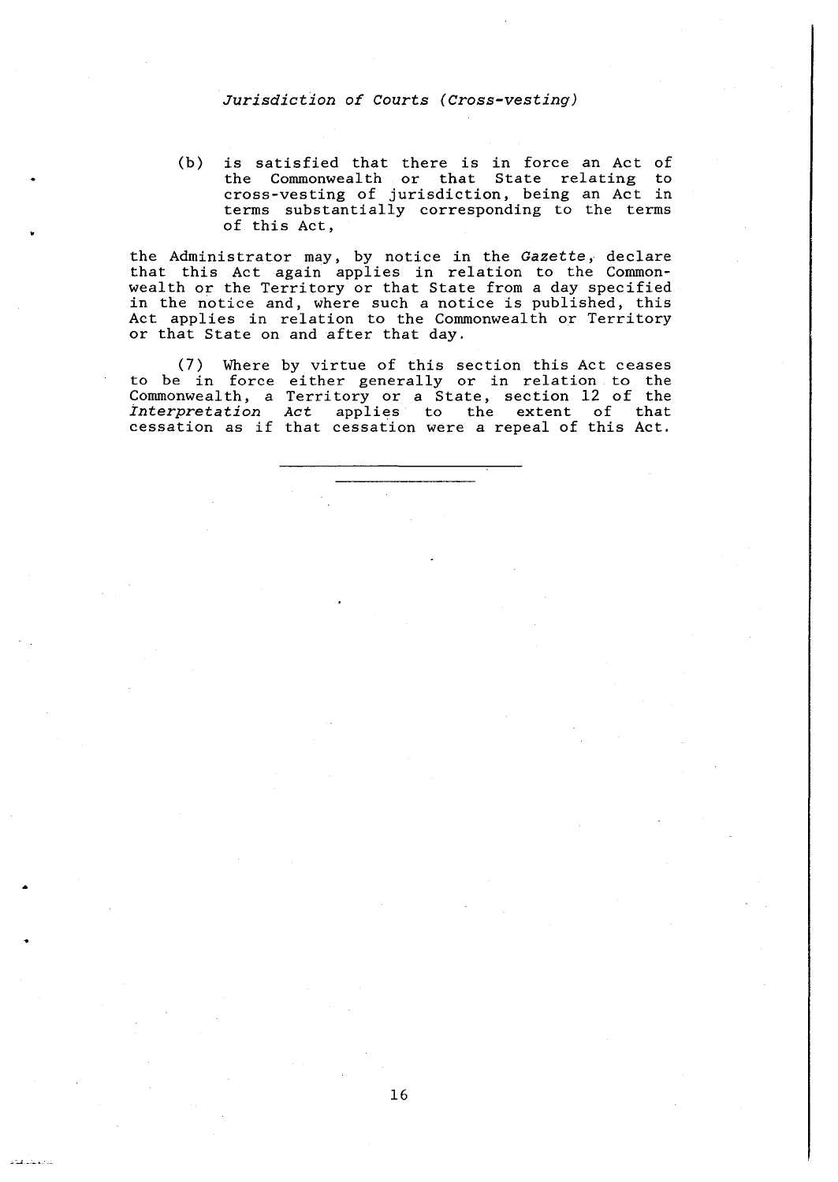(b) is satisfied that there is in force an Act of the Commonwealth or that State relating to cross-vesting of jurisdiction, being an Act in terms substantially corresponding to the terms of this Act,

the Administrator may, by notice in the *Gazette*, declare that this Act again applies in relation to the Commonwealth or the Territory or that State from a day specified in the notice and, where such a notice is published, this Act applies in relation to the Commonwealth or Territory or that State on and after that day.

(7) Where by virtue of this section this Act ceases to be in force either generally or in relation to the Commonwealth, a Territory or a State, section 12 of the *Interpretation Act* applies to the extent of that cessation as if that cessation were a repeal of this Act.